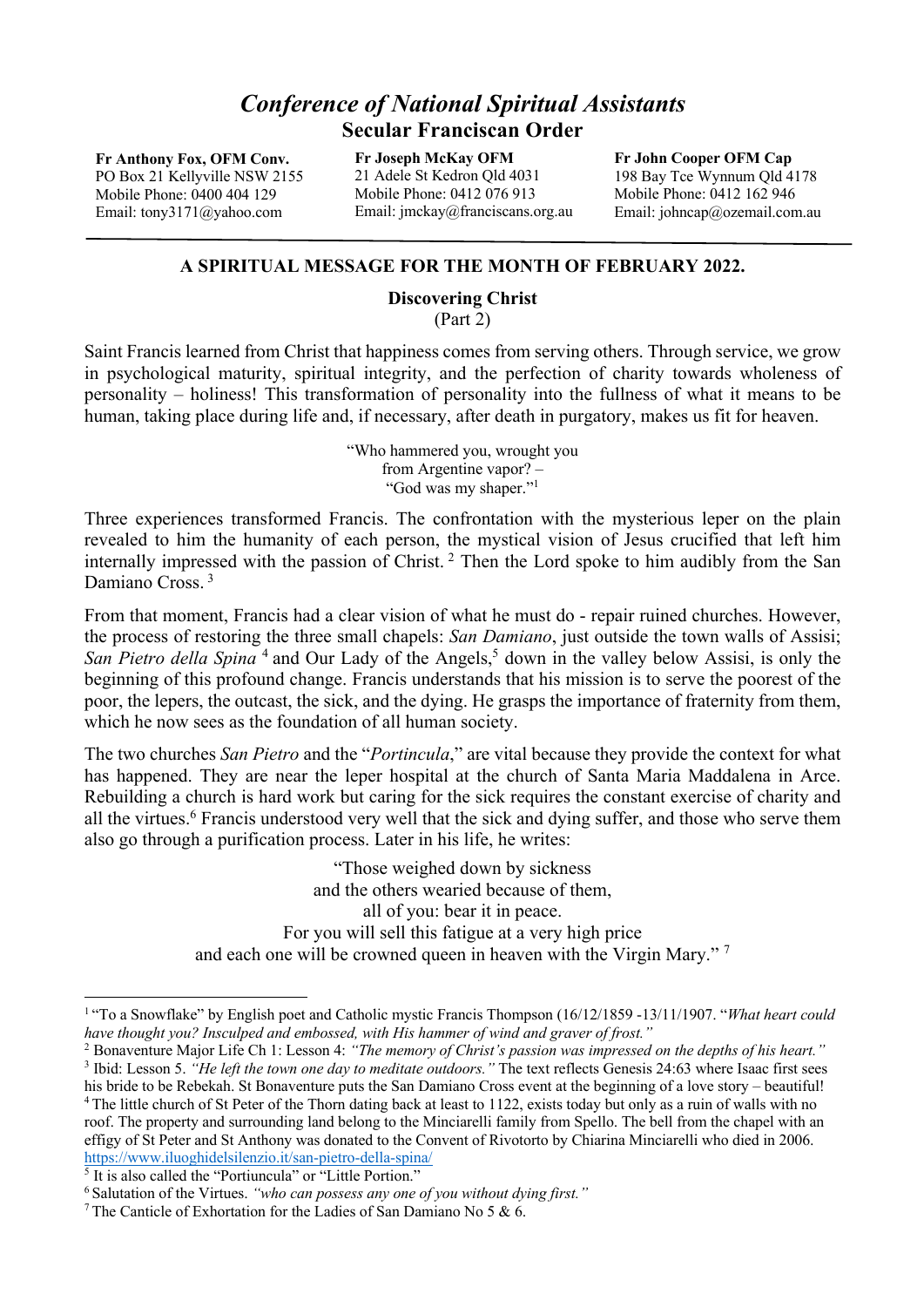# *Conference of National Spiritual Assistants*

**Secular Franciscan Order**

**Fr Anthony Fox, OFM Conv.**
PO Box 21 Kellyville NSW 2155
Mobile Phone: 0400 404 129
Email: tony3171@yahoo.com

**Fr Joseph McKay OFM**
21 Adele St Kedron Qld 4031
Mobile Phone: 0412 076 913
Email: jmckay@franciscans.org.au

**Fr John Cooper OFM Cap**
198 Bay Tce Wynnum Qld 4178
Mobile Phone: 0412 162 946
Email: johncap@ozemail.com.au

---

**A SPIRITUAL MESSAGE FOR THE MONTH OF FEBRUARY 2022.**

**Discovering Christ**
(Part 2)

Saint Francis learned from Christ that happiness comes from serving others. Through service, we grow in psychological maturity, spiritual integrity, and the perfection of charity towards wholeness of personality – holiness! This transformation of personality into the fullness of what it means to be human, taking place during life and, if necessary, after death in purgatory, makes us fit for heaven.

"Who hammered you, wrought you
from Argentine vapor? –
"God was my shaper."[1]

Three experiences transformed Francis. The confrontation with the mysterious leper on the plain revealed to him the humanity of each person, the mystical vision of Jesus crucified that left him internally impressed with the passion of Christ.[2] Then the Lord spoke to him audibly from the San Damiano Cross.[3]

From that moment, Francis had a clear vision of what he must do - repair ruined churches. However, the process of restoring the three small chapels: *San Damiano*, just outside the town walls of Assisi; *San Pietro della Spina*[4] and Our Lady of the Angels,[5] down in the valley below Assisi, is only the beginning of this profound change. Francis understands that his mission is to serve the poorest of the poor, the lepers, the outcast, the sick, and the dying. He grasps the importance of fraternity from them, which he now sees as the foundation of all human society.

The two churches *San Pietro* and the "*Portincula*," are vital because they provide the context for what has happened. They are near the leper hospital at the church of Santa Maria Maddalena in Arce. Rebuilding a church is hard work but caring for the sick requires the constant exercise of charity and all the virtues.[6] Francis understood very well that the sick and dying suffer, and those who serve them also go through a purification process. Later in his life, he writes:

"Those weighed down by sickness
and the others wearied because of them,
all of you: bear it in peace.
For you will sell this fatigue at a very high price
and each one will be crowned queen in heaven with the Virgin Mary."[7]

---

[1] "To a Snowflake" by English poet and Catholic mystic Francis Thompson (16/12/1859 -13/11/1907. "*What heart could have thought you? Insculped and embossed, with His hammer of wind and graver of frost.*"

[2] Bonaventure Major Life Ch 1: Lesson 4: *"The memory of Christ's passion was impressed on the depths of his heart."*

[3] Ibid: Lesson 5. *"He left the town one day to meditate outdoors."* The text reflects Genesis 24:63 where Isaac first sees his bride to be Rebekah. St Bonaventure puts the San Damiano Cross event at the beginning of a love story – beautiful!

[4] The little church of St Peter of the Thorn dating back at least to 1122, exists today but only as a ruin of walls with no roof. The property and surrounding land belong to the Minciarelli family from Spello. The bell from the chapel with an effigy of St Peter and St Anthony was donated to the Convent of Rivotorto by Chiarina Minciarelli who died in 2006. https://www.iluoghidelsilenzio.it/san-pietro-della-spina/

[5] It is also called the "Portiuncula" or "Little Portion."

[6] Salutation of the Virtues. *"who can possess any one of you without dying first."*

[7] The Canticle of Exhortation for the Ladies of San Damiano No 5 & 6.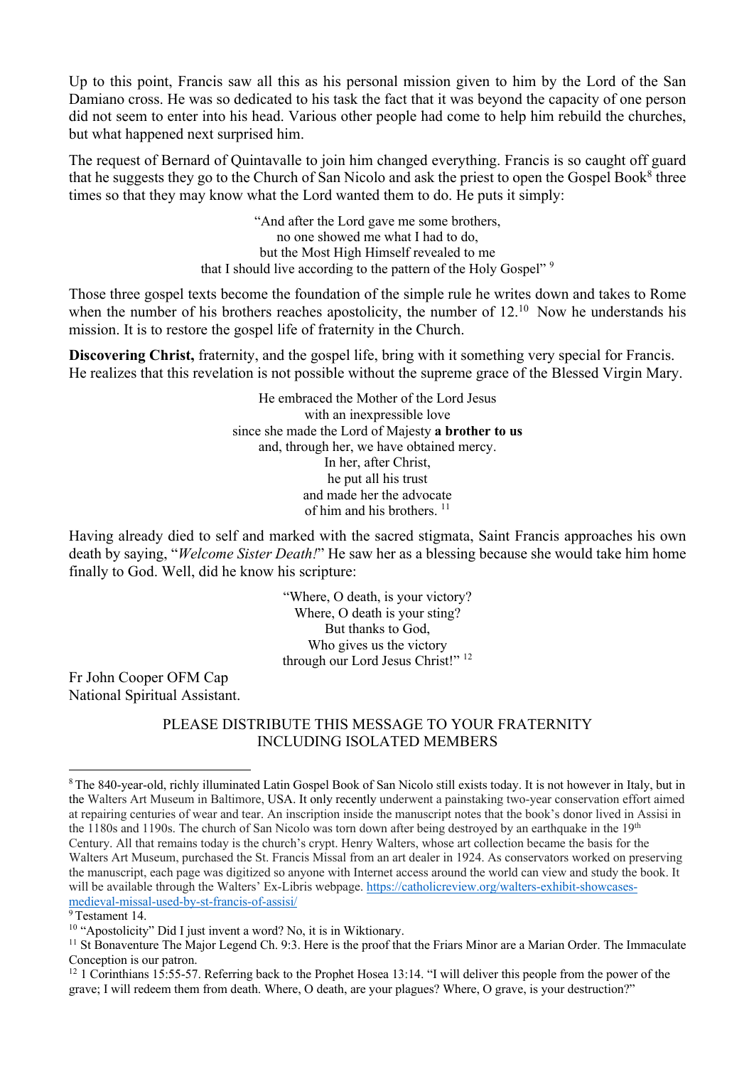Up to this point, Francis saw all this as his personal mission given to him by the Lord of the San Damiano cross. He was so dedicated to his task the fact that it was beyond the capacity of one person did not seem to enter into his head. Various other people had come to help him rebuild the churches, but what happened next surprised him.

The request of Bernard of Quintavalle to join him changed everything. Francis is so caught off guard that he suggests they go to the Church of San Nicolo and ask the priest to open the Gospel Book[8] three times so that they may know what the Lord wanted them to do. He puts it simply:

> "And after the Lord gave me some brothers,
> no one showed me what I had to do,
> but the Most High Himself revealed to me
> that I should live according to the pattern of the Holy Gospel" [9]

Those three gospel texts become the foundation of the simple rule he writes down and takes to Rome when the number of his brothers reaches apostolicity, the number of 12.[10] Now he understands his mission. It is to restore the gospel life of fraternity in the Church.

**Discovering Christ,** fraternity, and the gospel life, bring with it something very special for Francis. He realizes that this revelation is not possible without the supreme grace of the Blessed Virgin Mary.

> He embraced the Mother of the Lord Jesus
> with an inexpressible love
> since she made the Lord of Majesty **a brother to us**
> and, through her, we have obtained mercy.
> In her, after Christ,
> he put all his trust
> and made her the advocate
> of him and his brothers. [11]

Having already died to self and marked with the sacred stigmata, Saint Francis approaches his own death by saying, "*Welcome Sister Death!*" He saw her as a blessing because she would take him home finally to God. Well, did he know his scripture:

> "Where, O death, is your victory?
> Where, O death is your sting?
> But thanks to God,
> Who gives us the victory
> through our Lord Jesus Christ!" [12]

Fr John Cooper OFM Cap
National Spiritual Assistant.

PLEASE DISTRIBUTE THIS MESSAGE TO YOUR FRATERNITY INCLUDING ISOLATED MEMBERS

---

[8] The 840-year-old, richly illuminated Latin Gospel Book of San Nicolo still exists today. It is not however in Italy, but in the Walters Art Museum in Baltimore, USA. It only recently underwent a painstaking two-year conservation effort aimed at repairing centuries of wear and tear. An inscription inside the manuscript notes that the book's donor lived in Assisi in the 1180s and 1190s. The church of San Nicolo was torn down after being destroyed by an earthquake in the 19th Century. All that remains today is the church's crypt. Henry Walters, whose art collection became the basis for the Walters Art Museum, purchased the St. Francis Missal from an art dealer in 1924. As conservators worked on preserving the manuscript, each page was digitized so anyone with Internet access around the world can view and study the book. It will be available through the Walters' Ex-Libris webpage. https://catholicreview.org/walters-exhibit-showcases-medieval-missal-used-by-st-francis-of-assisi/

[9] Testament 14.

[10] "Apostolicity" Did I just invent a word? No, it is in Wiktionary.

[11] St Bonaventure The Major Legend Ch. 9:3. Here is the proof that the Friars Minor are a Marian Order. The Immaculate Conception is our patron.

[12] 1 Corinthians 15:55-57. Referring back to the Prophet Hosea 13:14. "I will deliver this people from the power of the grave; I will redeem them from death. Where, O death, are your plagues? Where, O grave, is your destruction?"